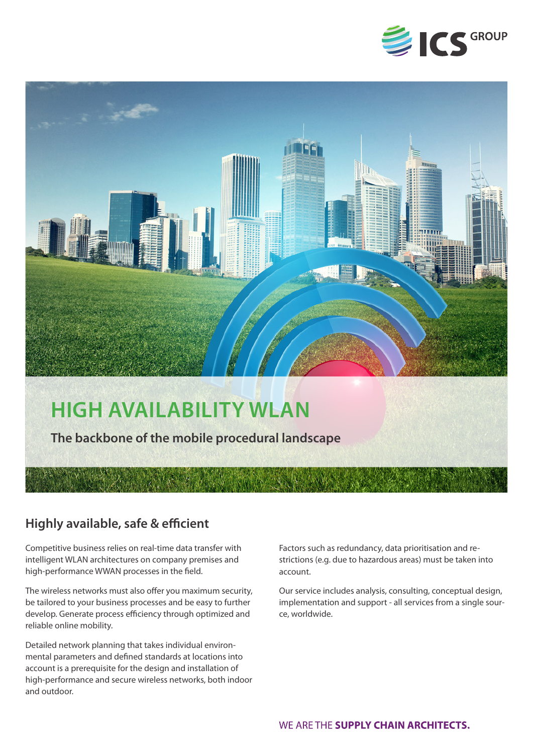ICS GROUP

# HIGH AVAILABILITY WLAN

**The backbone of the mobile procedural landscape**

## Highly available, safe & efficient

Competitive business relies on real-time data transfer with intelligent WLAN architectures on company premises and high-performance WWAN processes in the field.

The wireless networks must also offer you maximum security, be tailored to your business processes and be easy to further develop. Generate process efficiency through optimized and reliable online mobility.

Detailed network planning that takes individual environmental parameters and defined standards at locations into account is a prerequisite for the design and installation of high-performance and secure wireless networks, both indoor and outdoor.

Factors such as redundancy, data prioritisation and restrictions (e.g. due to hazardous areas) must be taken into account.

Our service includes analysis, consulting, conceptual design, implementation and support - all services from a single source, worldwide.

WE ARE THE **SUPPLY CHAIN ARCHITECTS.**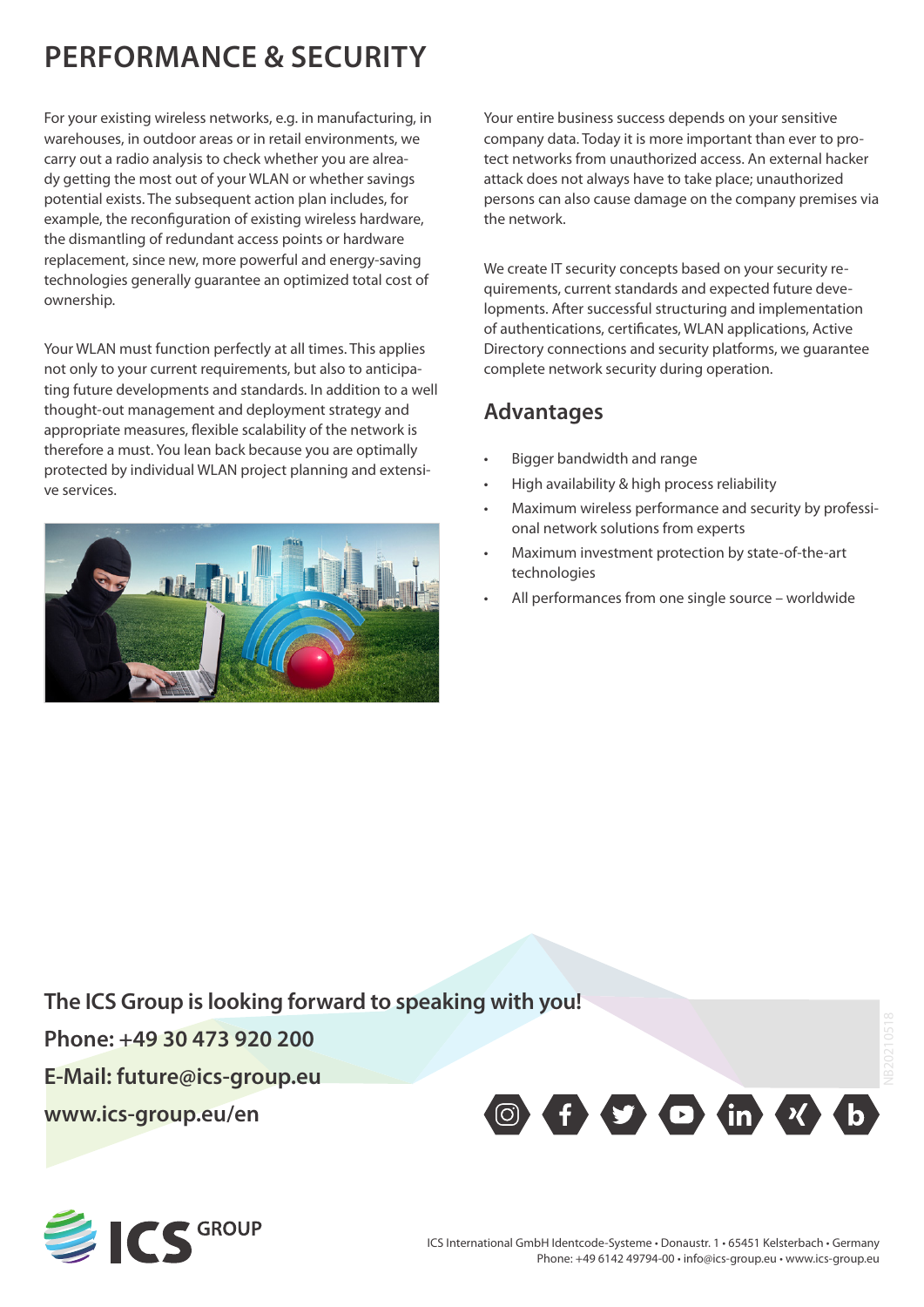# PERFORMANCE & SECURITY

For your existing wireless networks, e.g. in manufacturing, in warehouses, in outdoor areas or in retail environments, we carry out a radio analysis to check whether you are already getting the most out of your WLAN or whether savings potential exists. The subsequent action plan includes, for example, the reconfiguration of existing wireless hardware, the dismantling of redundant access points or hardware replacement, since new, more powerful and energy-saving technologies generally guarantee an optimized total cost of ownership.

Your WLAN must function perfectly at all times. This applies not only to your current requirements, but also to anticipating future developments and standards. In addition to a well thought-out management and deployment strategy and appropriate measures, flexible scalability of the network is therefore a must. You lean back because you are optimally protected by individual WLAN project planning and extensive services.

Your entire business success depends on your sensitive company data. Today it is more important than ever to protect networks from unauthorized access. An external hacker attack does not always have to take place; unauthorized persons can also cause damage on the company premises via the network.

We create IT security concepts based on your security requirements, current standards and expected future developments. After successful structuring and implementation of authentications, certificates, WLAN applications, Active Directory connections and security platforms, we guarantee complete network security during operation.

## Advantages

- Bigger bandwidth and range
- High availability & high process reliability
- Maximum wireless performance and security by professional network solutions from experts
- Maximum investment protection by state-of-the-art technologies
- All performances from one single source – worldwide

**The ICS Group is looking forward to speaking with you!**

**Phone: +49 30 473 920 200**

**E-Mail: future@ics-group.eu**

**www.ics-group.eu/en**

NB20210518

ICS GROUP

ICS International GmbH Identcode-Systeme • Donaustr. 1 • 65451 Kelsterbach • Germany
Phone: +49 6142 49794-00 • info@ics-group.eu • www.ics-group.eu